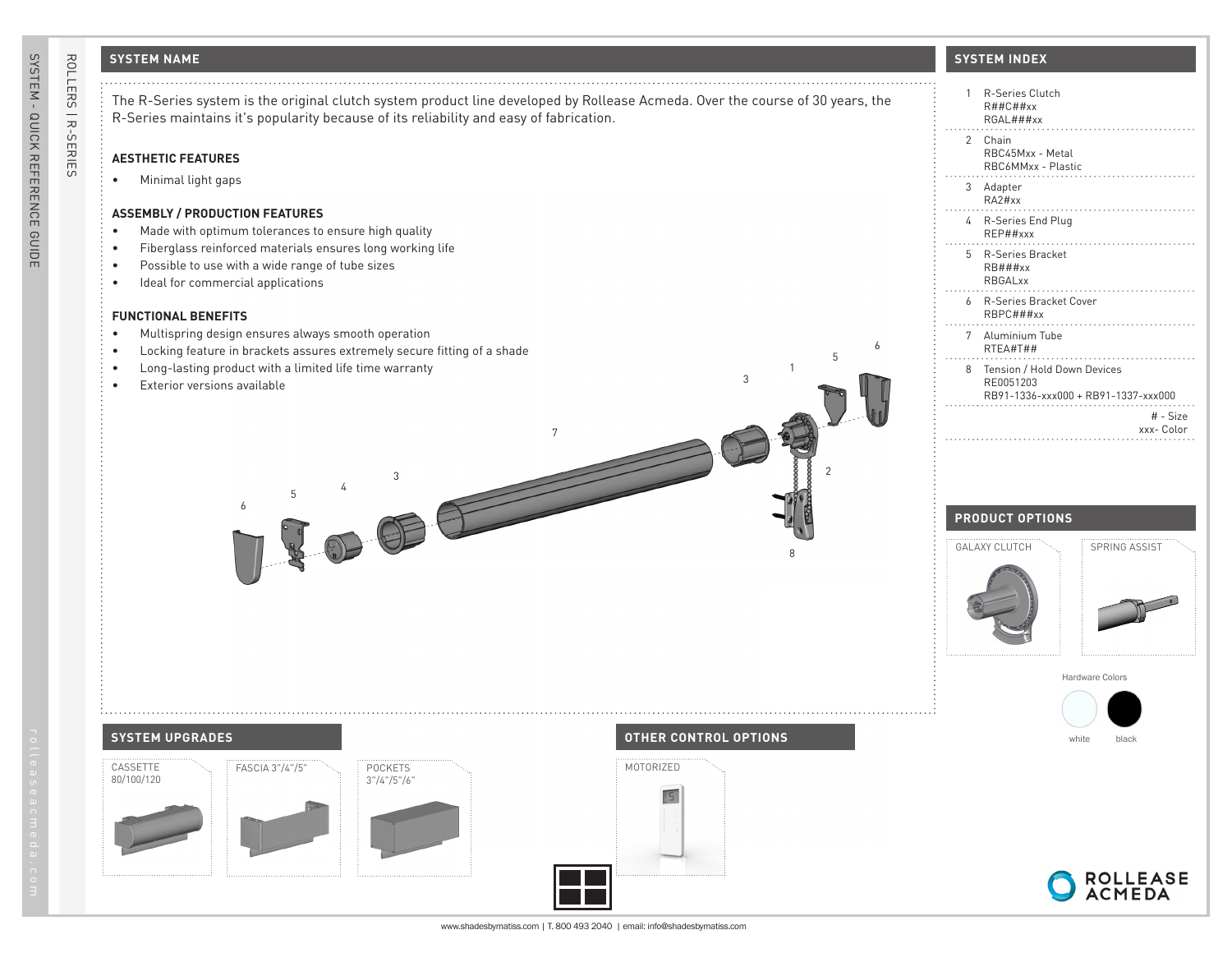## SYSTEM NAME

The R-Series system is the original clutch system product line developed by Rollease Acmeda. Over the course of 30 years, the R-Series maintains it's popularity because of its reliability and easy of fabrication.

### AESTHETIC FEATURES

- Minimal light gaps

### ASSEMBLY / PRODUCTION FEATURES

- Made with optimum tolerances to ensure high quality
- Fiberglass reinforced materials ensures long working life
- Possible to use with a wide range of tube sizes
- Ideal for commercial applications

### FUNCTIONAL BENEFITS

- Multispring design ensures always smooth operation
- Locking feature in brackets assures extremely secure fitting of a shade
- Long-lasting product with a limited life time warranty
- Exterior versions available

## SYSTEM INDEX

1. R-Series Clutch
   R##C##xx
   RGAL###xx
2. Chain
   RBC45Mxx - Metal
   RBC6MMxx - Plastic
3. Adapter
   RA2#xx
4. R-Series End Plug
   REP##xxx
5. R-Series Bracket
   RB###xx
   RBGALxx
6. R-Series Bracket Cover
   RBPC###xx
7. Aluminium Tube
   RTEA#T##
8. Tension / Hold Down Devices
   RE0051203
   RB91-1336-xxx000 + RB91-1337-xxx000

# - Size
xxx- Color

## PRODUCT OPTIONS

GALAXY CLUTCH

SPRING ASSIST

Hardware Colors

white black

## SYSTEM UPGRADES

CASSETTE 80/100/120

FASCIA 3"/4"/5"

POCKETS 3"/4"/5"/6"

## OTHER CONTROL OPTIONS

MOTORIZED

www.shadesbymatiss.com | T. 800 493 2040 | email: info@shadesbymatiss.com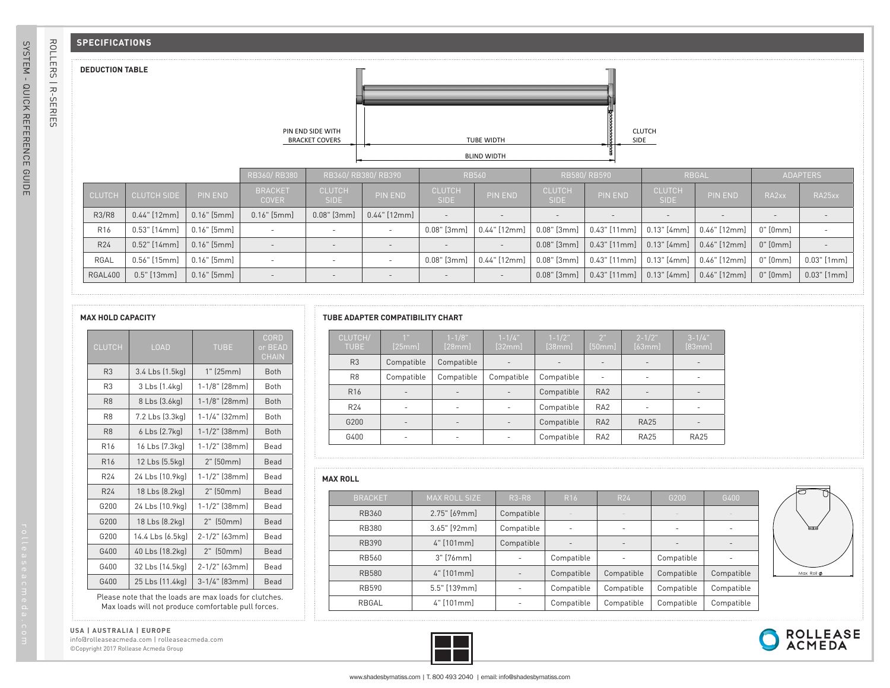## SPECIFICATIONS

### DEDUCTION TABLE

PIN END SIDE WITH BRACKET COVERS

TUBE WIDTH

BLIND WIDTH

CLUTCH SIDE

| | | | RB360/ RB380 | RB360/ RB380/ RB390 | | RB560 | | RB580/ RB590 | | RBGAL | | ADAPTERS | |
|---|---|---|---|---|---|---|---|---|---|---|---|---|---|
| CLUTCH | CLUTCH SIDE | PIN END | BRACKET COVER | CLUTCH SIDE | PIN END | CLUTCH SIDE | PIN END | CLUTCH SIDE | PIN END | CLUTCH SIDE | PIN END | RA2xx | RA25xx |
| R3/R8 | 0.44" [12mm] | 0.16" [5mm] | 0.16" [5mm] | 0.08" [3mm] | 0.44" [12mm] | - | - | - | - | - | - | - | - |
| R16 | 0.53" [14mm] | 0.16" [5mm] | - | - | - | 0.08" [3mm] | 0.44" [12mm] | 0.08" [3mm] | 0.43" [11mm] | 0.13" [4mm] | 0.46" [12mm] | 0" [0mm] | - |
| R24 | 0.52" [14mm] | 0.16" [5mm] | - | - | - | - | - | 0.08" [3mm] | 0.43" [11mm] | 0.13" [4mm] | 0.46" [12mm] | 0" [0mm] | - |
| RGAL | 0.56" [15mm] | 0.16" [5mm] | - | - | - | 0.08" [3mm] | 0.44" [12mm] | 0.08" [3mm] | 0.43" [11mm] | 0.13" [4mm] | 0.46" [12mm] | 0" [0mm] | 0.03" [1mm] |
| RGAL400 | 0.5" [13mm] | 0.16" [5mm] | - | - | - | - | - | 0.08" [3mm] | 0.43" [11mm] | 0.13" [4mm] | 0.46" [12mm] | 0" [0mm] | 0.03" [1mm] |

### MAX HOLD CAPACITY

| CLUTCH | LOAD | TUBE | CORD or BEAD CHAIN |
|---|---|---|---|
| R3 | 3.4 Lbs (1.5kg) | 1" (25mm) | Both |
| R3 | 3 Lbs (1.4kg) | 1-1/8" (28mm) | Both |
| R8 | 8 Lbs (3.6kg) | 1-1/8" (28mm) | Both |
| R8 | 7.2 Lbs (3.3kg) | 1-1/4" (32mm) | Both |
| R8 | 6 Lbs (2.7kg) | 1-1/2" (38mm) | Both |
| R16 | 16 Lbs (7.3kg) | 1-1/2" (38mm) | Bead |
| R16 | 12 Lbs (5.5kg) | 2" (50mm) | Bead |
| R24 | 24 Lbs (10.9kg) | 1-1/2" (38mm) | Bead |
| R24 | 18 Lbs (8.2kg) | 2" (50mm) | Bead |
| G200 | 24 Lbs (10.9kg) | 1-1/2" (38mm) | Bead |
| G200 | 18 Lbs (8.2kg) | 2" (50mm) | Bead |
| G200 | 14.4 Lbs (6.5kg) | 2-1/2" (63mm) | Bead |
| G400 | 40 Lbs (18.2kg) | 2" (50mm) | Bead |
| G400 | 32 Lbs (14.5kg) | 2-1/2" (63mm) | Bead |
| G400 | 25 Lbs (11.4kg) | 3-1/4" (83mm) | Bead |

Please note that the loads are max loads for clutches. Max loads will not produce comfortable pull forces.

### TUBE ADAPTER COMPATIBILITY CHART

| CLUTCH/ TUBE | 1" [25mm] | 1-1/8" [28mm] | 1-1/4" [32mm] | 1-1/2" [38mm] | 2" [50mm] | 2-1/2" [63mm] | 3-1/4" [83mm] |
|---|---|---|---|---|---|---|---|
| R3 | Compatible | Compatible | - | - | - | - | - |
| R8 | Compatible | Compatible | Compatible | Compatible | - | - | - |
| R16 | - | - | - | Compatible | RA2 | - | - |
| R24 | - | - | - | Compatible | RA2 | - | - |
| G200 | - | - | - | Compatible | RA2 | RA25 | - |
| G400 | - | - | - | Compatible | RA2 | RA25 | RA25 |

### MAX ROLL

| BRACKET | MAX ROLL SIZE | R3-R8 | R16 | R24 | G200 | G400 |
|---|---|---|---|---|---|---|
| RB360 | 2.75" [69mm] | Compatible | - | - | - | - |
| RB380 | 3.65" [92mm] | Compatible | - | - | - | - |
| RB390 | 4" [101mm] | Compatible | - | - | - | - |
| RB560 | 3" [76mm] | - | Compatible | - | Compatible | - |
| RB580 | 4" [101mm] | - | Compatible | Compatible | Compatible | Compatible |
| RB590 | 5.5" [139mm] | - | Compatible | Compatible | Compatible | Compatible |
| RBGAL | 4" [101mm] | - | Compatible | Compatible | Compatible | Compatible |

Max Roll ⌀

**USA | AUSTRALIA | EUROPE**
info@rolleaseacmeda.com | rolleaseacmeda.com
©Copyright 2017 Rollease Acmeda Group

ROLLEASE ACMEDA

www.shadesbymatiss.com | T. 800 493 2040 | email: info@shadesbymatiss.com